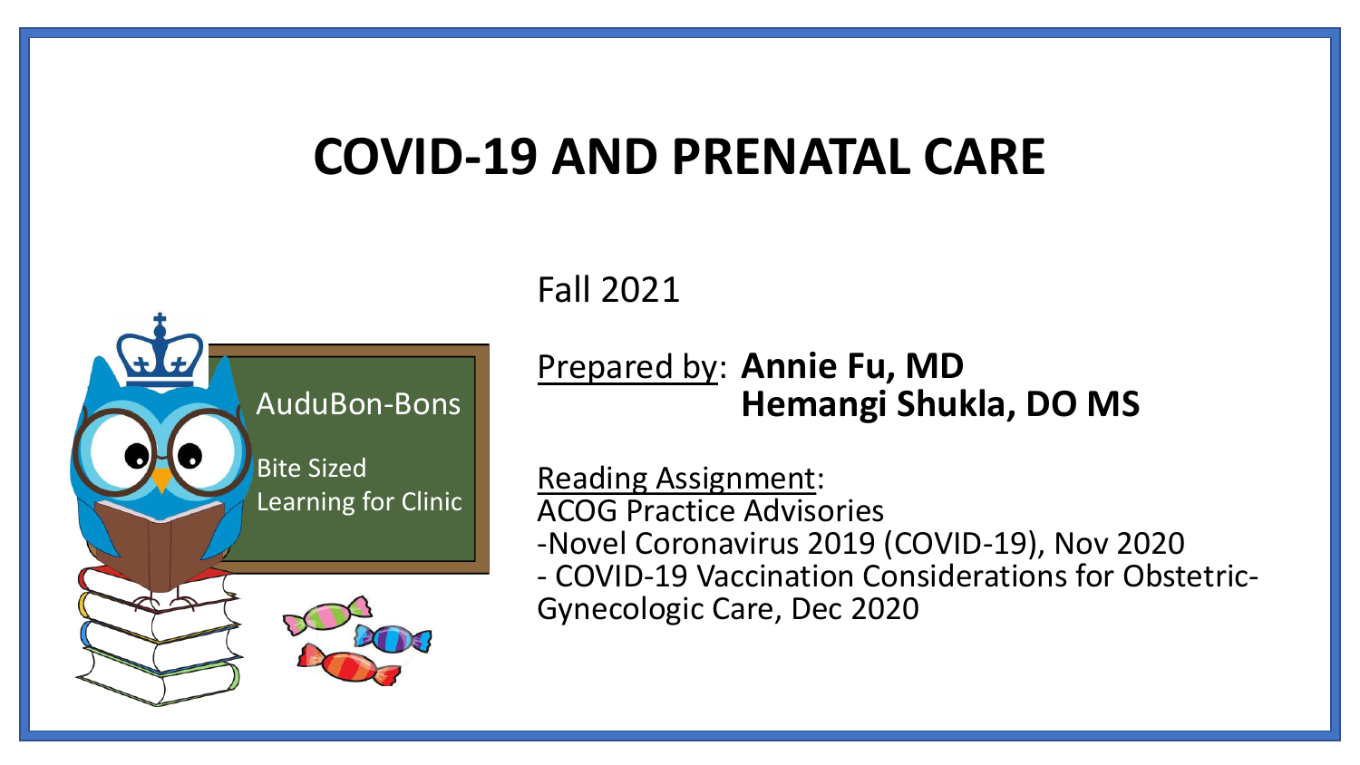# COVID-19 AND PRENATAL CARE

AuduBon-Bons

Bite Sized Learning for Clinic

Fall 2021

Prepared by: **Annie Fu, MD**
**Hemangi Shukla, DO MS**

Reading Assignment:
ACOG Practice Advisories
-Novel Coronavirus 2019 (COVID-19), Nov 2020
- COVID-19 Vaccination Considerations for Obstetric-Gynecologic Care, Dec 2020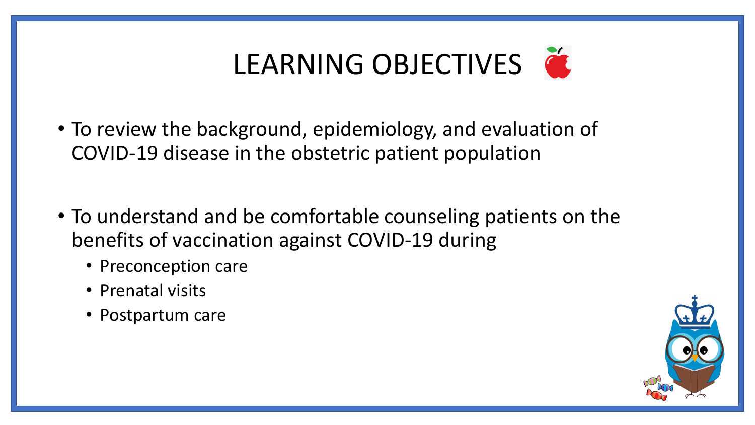# LEARNING OBJECTIVES

- To review the background, epidemiology, and evaluation of COVID-19 disease in the obstetric patient population
- To understand and be comfortable counseling patients on the benefits of vaccination against COVID-19 during
  - Preconception care
  - Prenatal visits
  - Postpartum care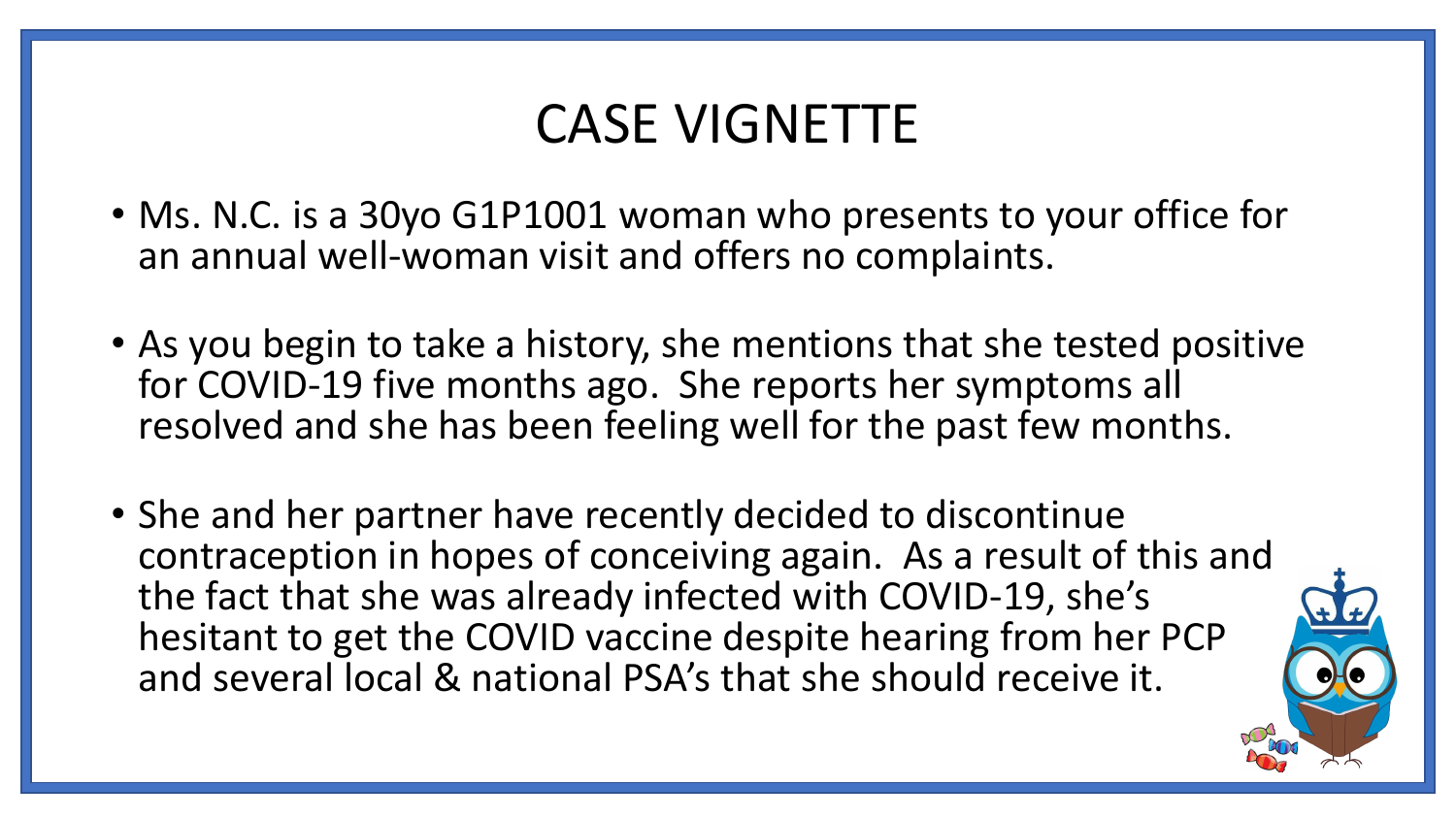# CASE VIGNETTE

- Ms. N.C. is a 30yo G1P1001 woman who presents to your office for an annual well-woman visit and offers no complaints.
- As you begin to take a history, she mentions that she tested positive for COVID-19 five months ago. She reports her symptoms all resolved and she has been feeling well for the past few months.
- She and her partner have recently decided to discontinue contraception in hopes of conceiving again. As a result of this and the fact that she was already infected with COVID-19, she's hesitant to get the COVID vaccine despite hearing from her PCP and several local & national PSA's that she should receive it.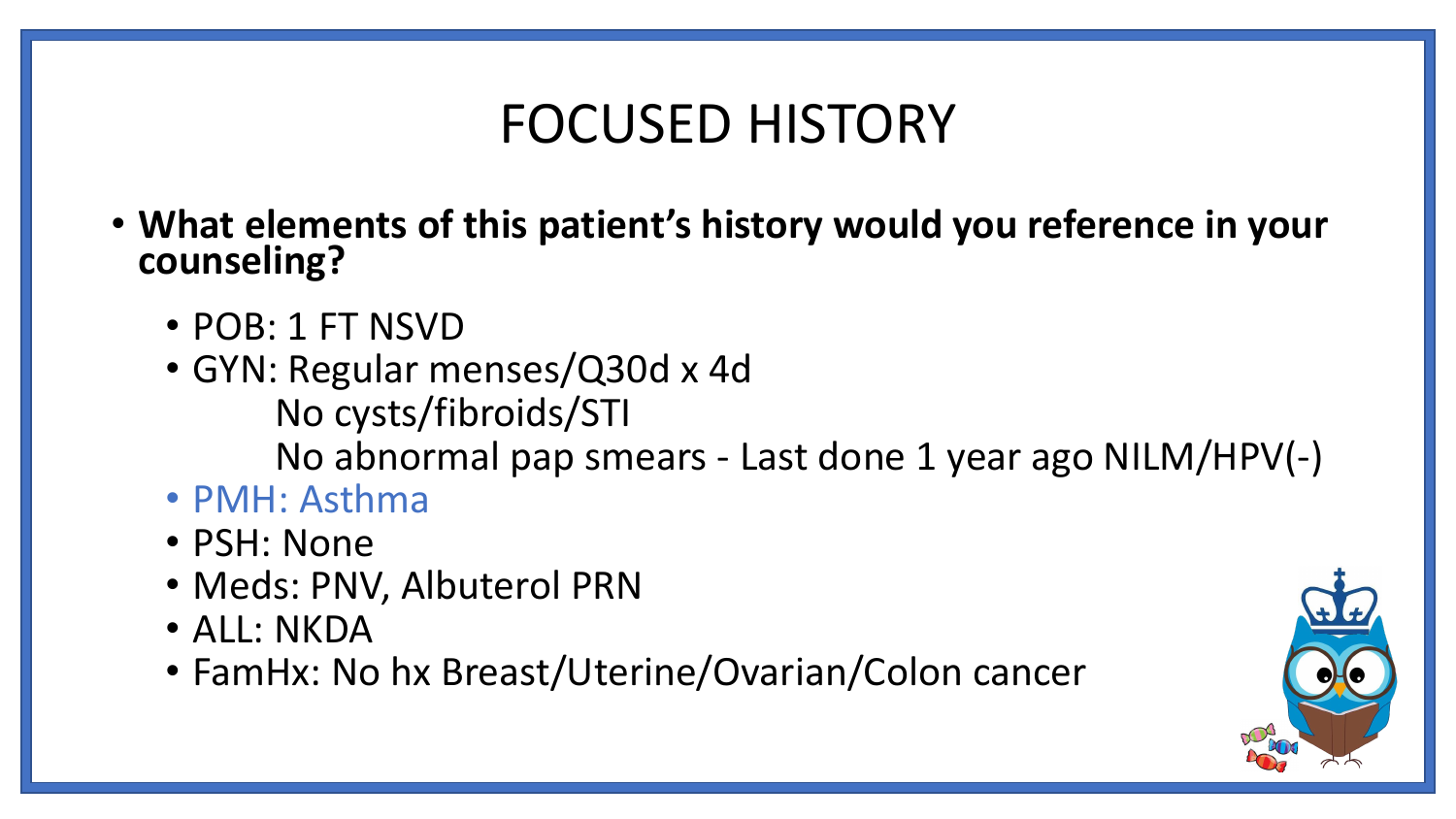# FOCUSED HISTORY

- **What elements of this patient's history would you reference in your counseling?**
  - POB: 1 FT NSVD
  - GYN: Regular menses/Q30d x 4d
    No cysts/fibroids/STI
    No abnormal pap smears - Last done 1 year ago NILM/HPV(-)
  - PMH: Asthma
  - PSH: None
  - Meds: PNV, Albuterol PRN
  - ALL: NKDA
  - FamHx: No hx Breast/Uterine/Ovarian/Colon cancer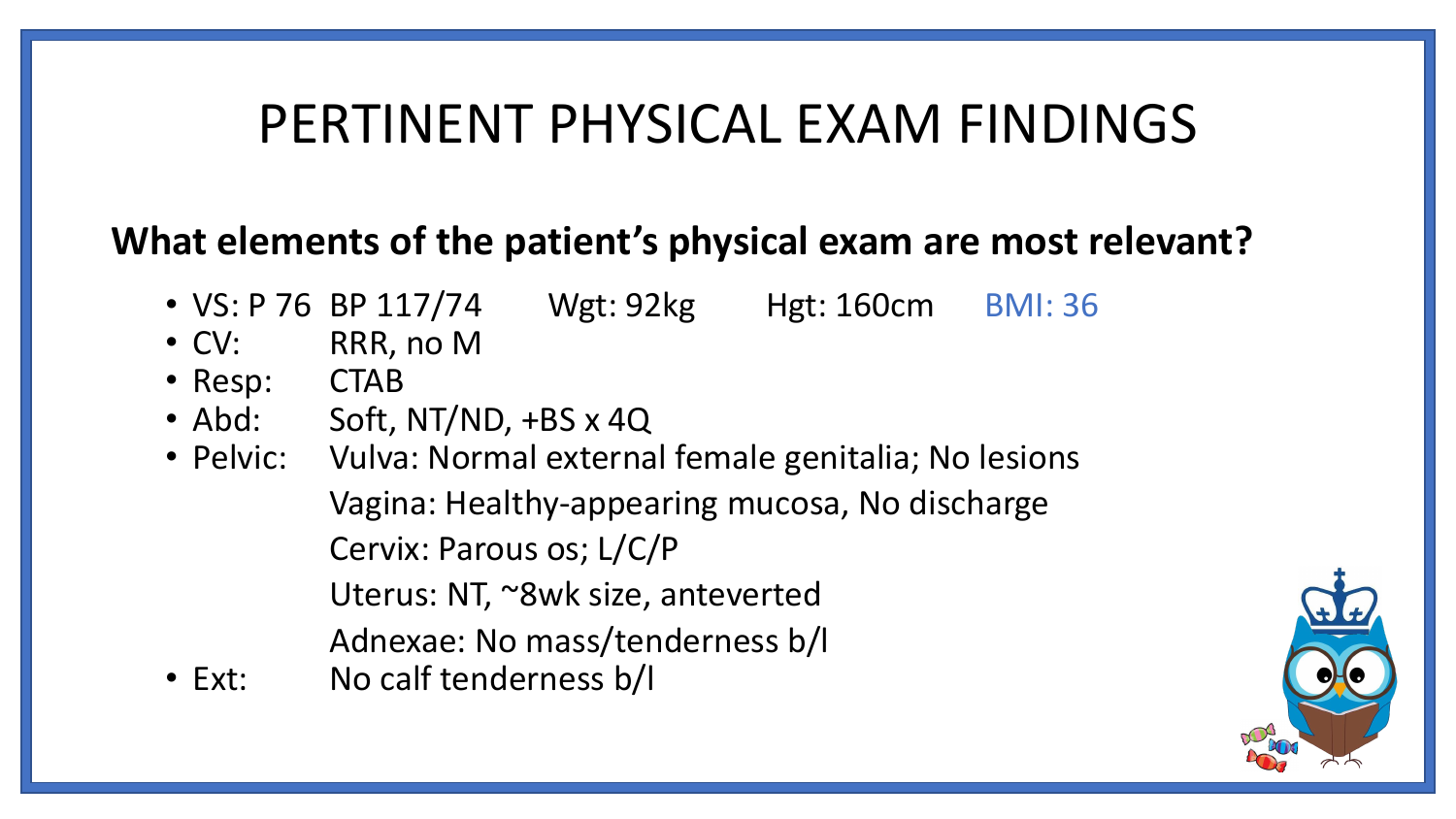# PERTINENT PHYSICAL EXAM FINDINGS

**What elements of the patient's physical exam are most relevant?**

- VS: P 76 BP 117/74 Wgt: 92kg Hgt: 160cm BMI: 36
- CV: RRR, no M
- Resp: CTAB
- Abd: Soft, NT/ND, +BS x 4Q
- Pelvic: Vulva: Normal external female genitalia; No lesions
  
  Vagina: Healthy-appearing mucosa, No discharge
  
  Cervix: Parous os; L/C/P
  
  Uterus: NT, ~8wk size, anteverted
  
  Adnexae: No mass/tenderness b/l
- Ext: No calf tenderness b/l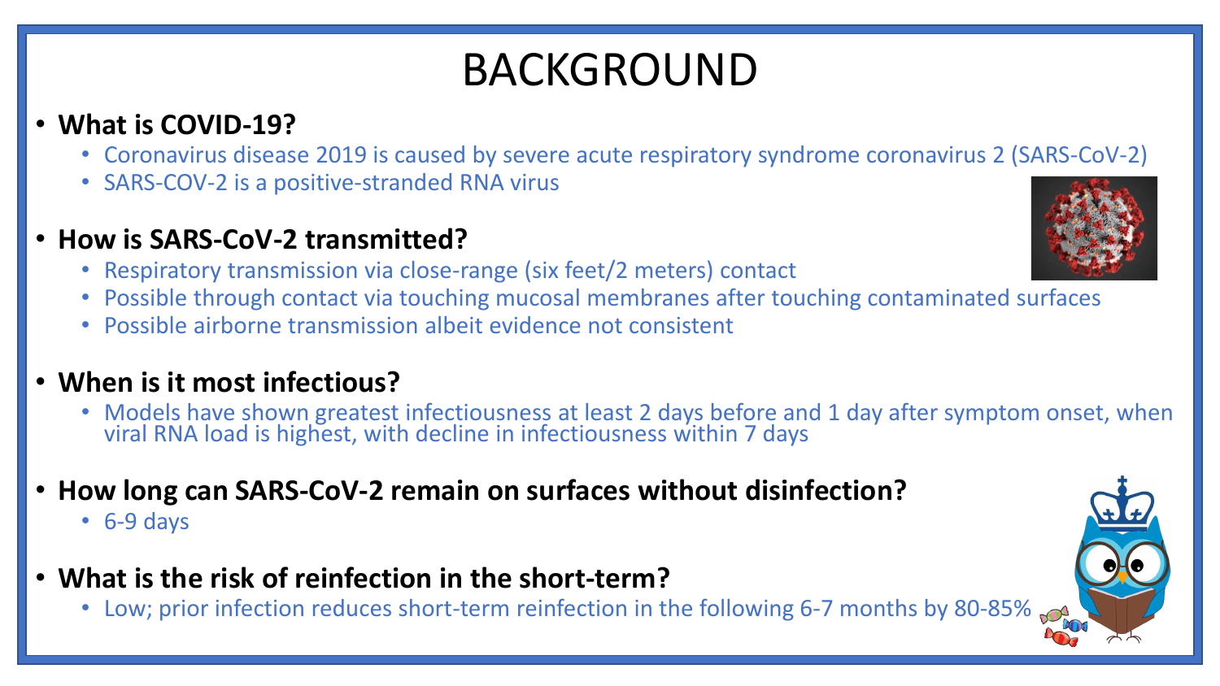# BACKGROUND

- **What is COVID-19?**
  - Coronavirus disease 2019 is caused by severe acute respiratory syndrome coronavirus 2 (SARS-CoV-2)
  - SARS-COV-2 is a positive-stranded RNA virus

- **How is SARS-CoV-2 transmitted?**
  - Respiratory transmission via close-range (six feet/2 meters) contact
  - Possible through contact via touching mucosal membranes after touching contaminated surfaces
  - Possible airborne transmission albeit evidence not consistent

- **When is it most infectious?**
  - Models have shown greatest infectiousness at least 2 days before and 1 day after symptom onset, when viral RNA load is highest, with decline in infectiousness within 7 days

- **How long can SARS-CoV-2 remain on surfaces without disinfection?**
  - 6-9 days

- **What is the risk of reinfection in the short-term?**
  - Low; prior infection reduces short-term reinfection in the following 6-7 months by 80-85%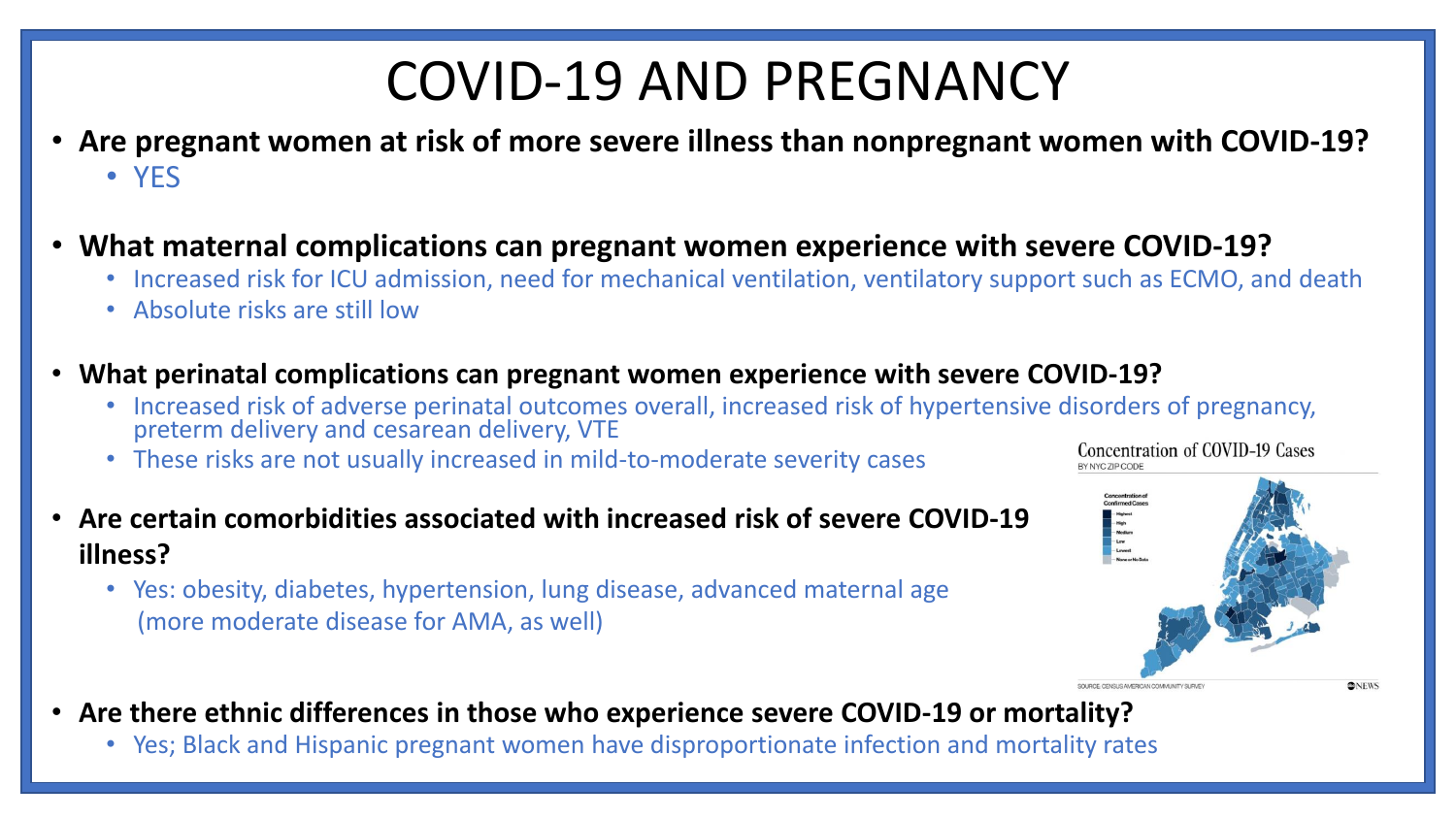# COVID-19 AND PREGNANCY

- **Are pregnant women at risk of more severe illness than nonpregnant women with COVID-19?**
  - YES
- **What maternal complications can pregnant women experience with severe COVID-19?**
  - Increased risk for ICU admission, need for mechanical ventilation, ventilatory support such as ECMO, and death
  - Absolute risks are still low
- **What perinatal complications can pregnant women experience with severe COVID-19?**
  - Increased risk of adverse perinatal outcomes overall, increased risk of hypertensive disorders of pregnancy, preterm delivery and cesarean delivery, VTE
  - These risks are not usually increased in mild-to-moderate severity cases
- **Are certain comorbidities associated with increased risk of severe COVID-19 illness?**
  - Yes: obesity, diabetes, hypertension, lung disease, advanced maternal age (more moderate disease for AMA, as well)
- **Are there ethnic differences in those who experience severe COVID-19 or mortality?**
  - Yes; Black and Hispanic pregnant women have disproportionate infection and mortality rates

Concentration of COVID-19 Cases
BY NYC ZIP CODE

SOURCE: CENSUS AMERICAN COMMUNITY SURVEY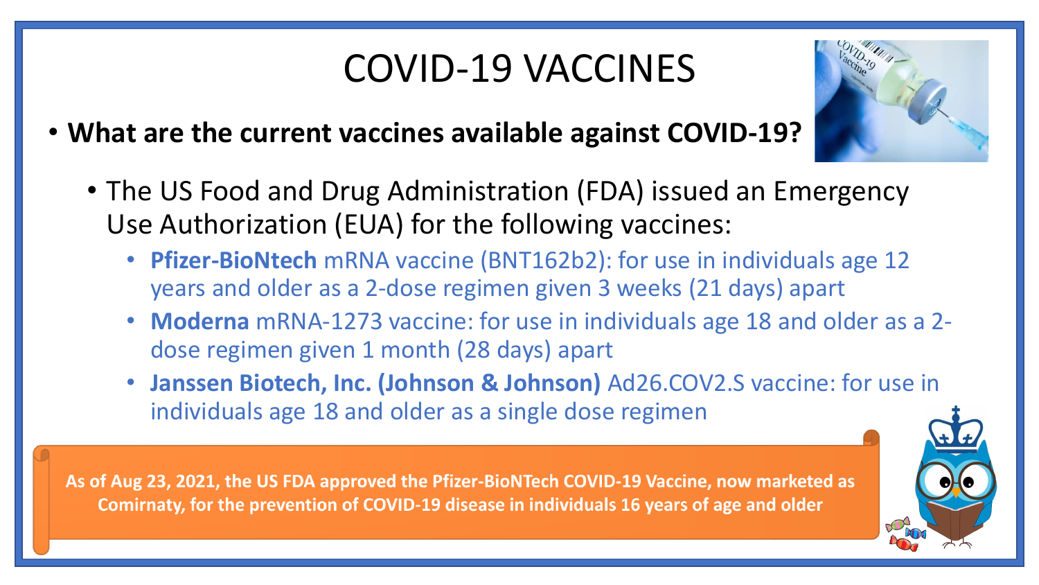# COVID-19 VACCINES

- **What are the current vaccines available against COVID-19?**
  - The US Food and Drug Administration (FDA) issued an Emergency Use Authorization (EUA) for the following vaccines:
    - **Pfizer-BioNtech** mRNA vaccine (BNT162b2): for use in individuals age 12 years and older as a 2-dose regimen given 3 weeks (21 days) apart
    - **Moderna** mRNA-1273 vaccine: for use in individuals age 18 and older as a 2-dose regimen given 1 month (28 days) apart
    - **Janssen Biotech, Inc. (Johnson & Johnson)** Ad26.COV2.S vaccine: for use in individuals age 18 and older as a single dose regimen

**As of Aug 23, 2021, the US FDA approved the Pfizer-BioNTech COVID-19 Vaccine, now marketed as Comirnaty, for the prevention of COVID-19 disease in individuals 16 years of age and older**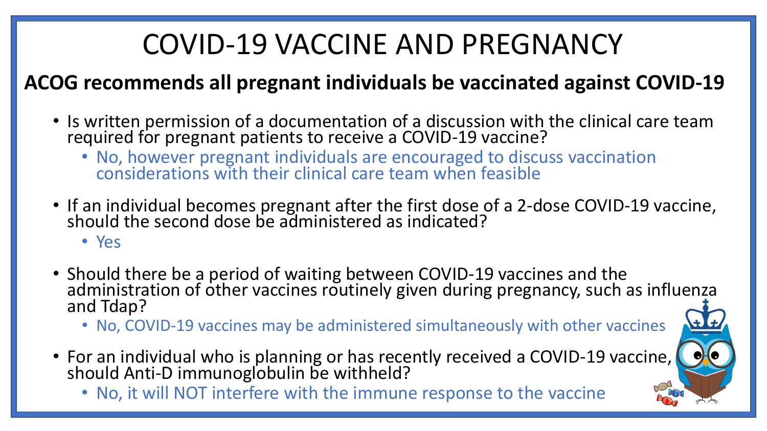# COVID-19 VACCINE AND PREGNANCY

**ACOG recommends all pregnant individuals be vaccinated against COVID-19**

- Is written permission of a documentation of a discussion with the clinical care team required for pregnant patients to receive a COVID-19 vaccine?
  - No, however pregnant individuals are encouraged to discuss vaccination considerations with their clinical care team when feasible
- If an individual becomes pregnant after the first dose of a 2-dose COVID-19 vaccine, should the second dose be administered as indicated?
  - Yes
- Should there be a period of waiting between COVID-19 vaccines and the administration of other vaccines routinely given during pregnancy, such as influenza and Tdap?
  - No, COVID-19 vaccines may be administered simultaneously with other vaccines
- For an individual who is planning or has recently received a COVID-19 vaccine, should Anti-D immunoglobulin be withheld?
  - No, it will NOT interfere with the immune response to the vaccine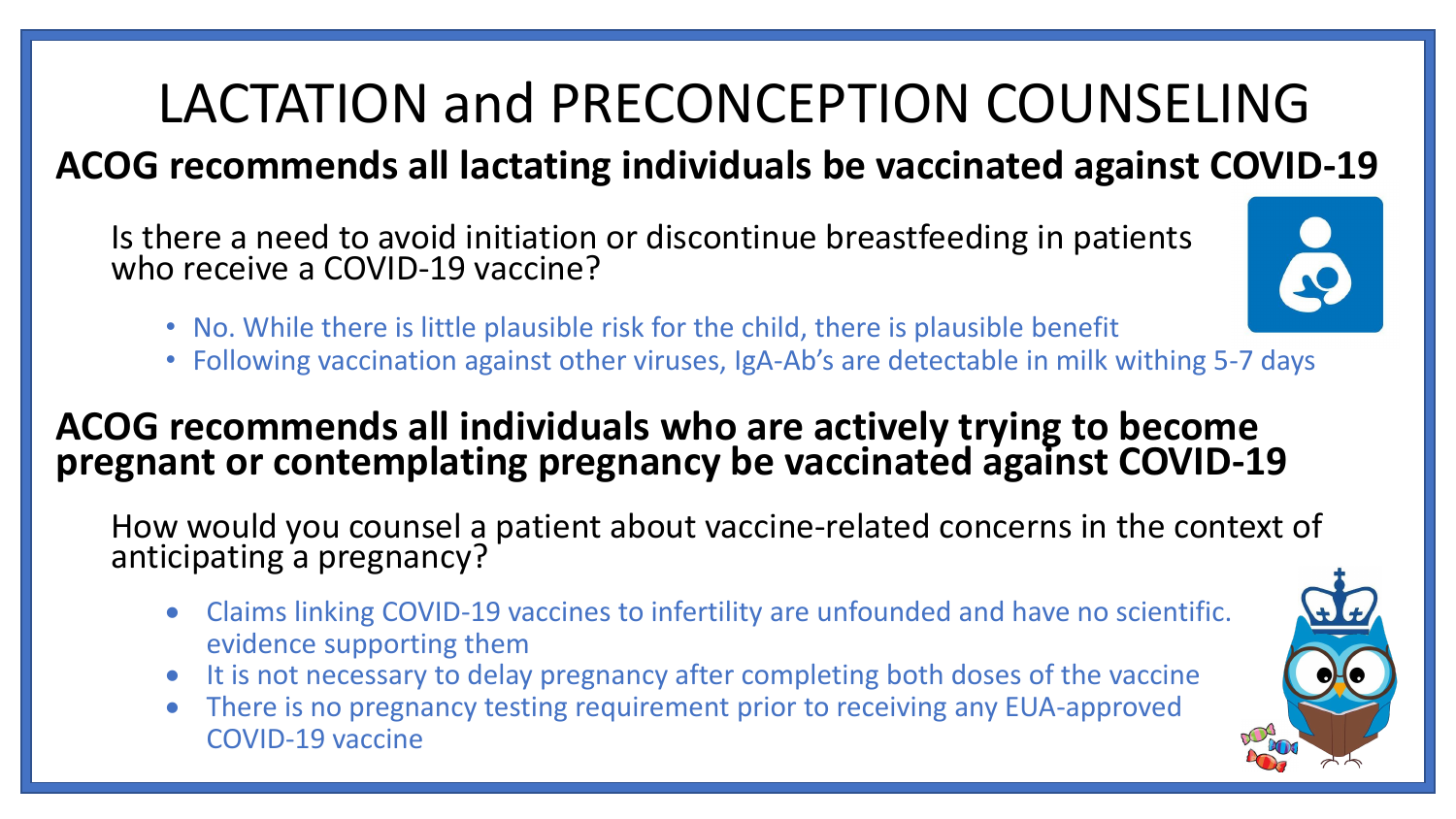# LACTATION and PRECONCEPTION COUNSELING

## ACOG recommends all lactating individuals be vaccinated against COVID-19

Is there a need to avoid initiation or discontinue breastfeeding in patients who receive a COVID-19 vaccine?

- No. While there is little plausible risk for the child, there is plausible benefit
- Following vaccination against other viruses, IgA-Ab's are detectable in milk withing 5-7 days

## ACOG recommends all individuals who are actively trying to become pregnant or contemplating pregnancy be vaccinated against COVID-19

How would you counsel a patient about vaccine-related concerns in the context of anticipating a pregnancy?

- Claims linking COVID-19 vaccines to infertility are unfounded and have no scientific. evidence supporting them
- It is not necessary to delay pregnancy after completing both doses of the vaccine
- There is no pregnancy testing requirement prior to receiving any EUA-approved COVID-19 vaccine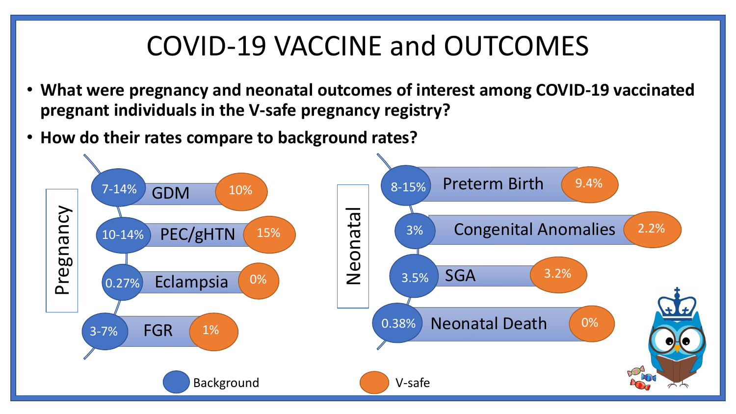# COVID-19 VACCINE and OUTCOMES

- **What were pregnancy and neonatal outcomes of interest among COVID-19 vaccinated pregnant individuals in the V-safe pregnancy registry?**
- **How do their rates compare to background rates?**

## Pregnancy

| Outcome | Background | V-safe |
|---|---|---|
| GDM | 7-14% | 10% |
| PEC/gHTN | 10-14% | 15% |
| Eclampsia | 0.27% | 0% |
| FGR | 3-7% | 1% |

## Neonatal

| Outcome | Background | V-safe |
|---|---|---|
| Preterm Birth | 8-15% | 9.4% |
| Congenital Anomalies | 3% | 2.2% |
| SGA | 3.5% | 3.2% |
| Neonatal Death | 0.38% | 0% |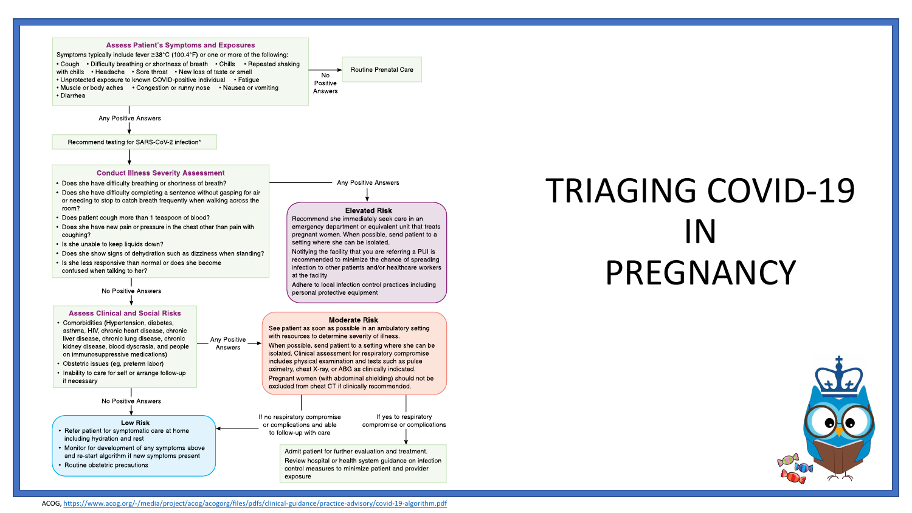# TRIAGING COVID-19 IN PREGNANCY

### Assess Patient's Symptoms and Exposures

Symptoms typically include fever ≥38°C (100.4°F) or one or more of the following:

- Cough
- Difficulty breathing or shortness of breath
- Chills
- Repeated shaking with chills
- Headache
- Sore throat
- New loss of taste or smell
- Unprotected exposure to known COVID-positive individual
- Fatigue
- Muscle or body aches
- Congestion or runny nose
- Nausea or vomiting
- Diarrhea

**No Positive Answers** → Routine Prenatal Care

**Any Positive Answers** → Recommend testing for SARS-CoV-2 infection*

### Conduct Illness Severity Assessment

- Does she have difficulty breathing or shortness of breath?
- Does she have difficulty completing a sentence without gasping for air or needing to stop to catch breath frequently when walking across the room?
- Does patient cough more than 1 teaspoon of blood?
- Does she have new pain or pressure in the chest other than pain with coughing?
- Is she unable to keep liquids down?
- Does she show signs of dehydration such as dizziness when standing?
- Is she less responsive than normal or does she become confused when talking to her?

**Any Positive Answers** →

#### Elevated Risk

Recommend she immediately seek care in an emergency department or equivalent unit that treats pregnant women. When possible, send patient to a setting where she can be isolated.

Notifying the facility that you are referring a PUI is recommended to minimize the chance of spreading infection to other patients and/or healthcare workers at the facility

Adhere to local infection control practices including personal protective equipment

**No Positive Answers** →

### Assess Clinical and Social Risks

- Comorbidities (Hypertension, diabetes, asthma, HIV, chronic heart disease, chronic liver disease, chronic lung disease, chronic kidney disease, blood dyscrasia, and people on immunosuppressive medications)
- Obstetric issues (eg, preterm labor)
- Inability to care for self or arrange follow-up if necessary

**Any Positive Answers** →

#### Moderate Risk

See patient as soon as possible in an ambulatory setting with resources to determine severity of illness.

When possible, send patient to a setting where she can be isolated. Clinical assessment for respiratory compromise includes physical examination and tests such as pulse oximetry, chest X-ray, or ABG as clinically indicated.

Pregnant women (with abdominal shielding) should not be excluded from chest CT if clinically recommended.

- If no respiratory compromise or complications and able to follow-up with care → Low Risk
- If yes to respiratory compromise or complications → Admit patient for further evaluation and treatment. Review hospital or health system guidance on infection control measures to minimize patient and provider exposure

**No Positive Answers** →

#### Low Risk

- Refer patient for symptomatic care at home including hydration and rest
- Monitor for development of any symptoms above and re-start algorithm if new symptoms present
- Routine obstetric precautions

ACOG, https://www.acog.org/-/media/project/acog/acogorg/files/pdfs/clinical-guidance/practice-advisory/covid-19-algorithm.pdf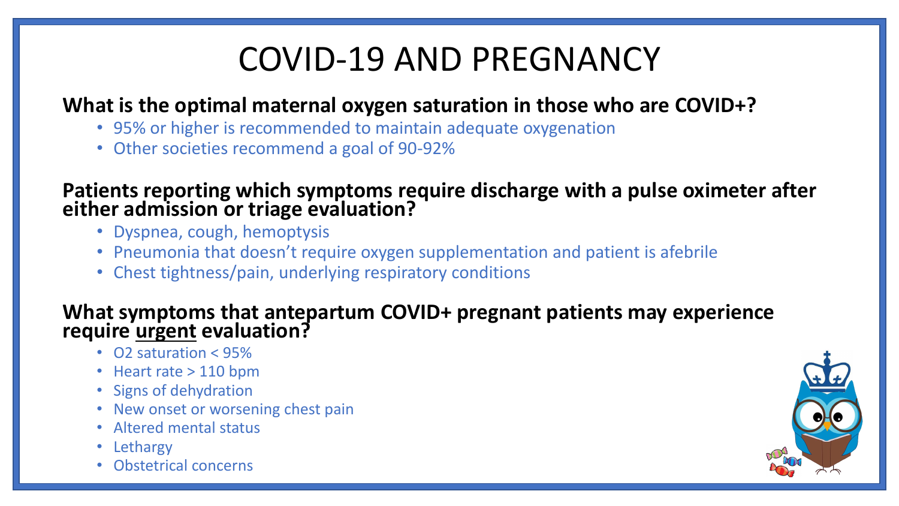# COVID-19 AND PREGNANCY

**What is the optimal maternal oxygen saturation in those who are COVID+?**

- 95% or higher is recommended to maintain adequate oxygenation
- Other societies recommend a goal of 90-92%

**Patients reporting which symptoms require discharge with a pulse oximeter after either admission or triage evaluation?**

- Dyspnea, cough, hemoptysis
- Pneumonia that doesn't require oxygen supplementation and patient is afebrile
- Chest tightness/pain, underlying respiratory conditions

**What symptoms that antepartum COVID+ pregnant patients may experience require <u>urgent</u> evaluation?**

- O2 saturation < 95%
- Heart rate > 110 bpm
- Signs of dehydration
- New onset or worsening chest pain
- Altered mental status
- Lethargy
- Obstetrical concerns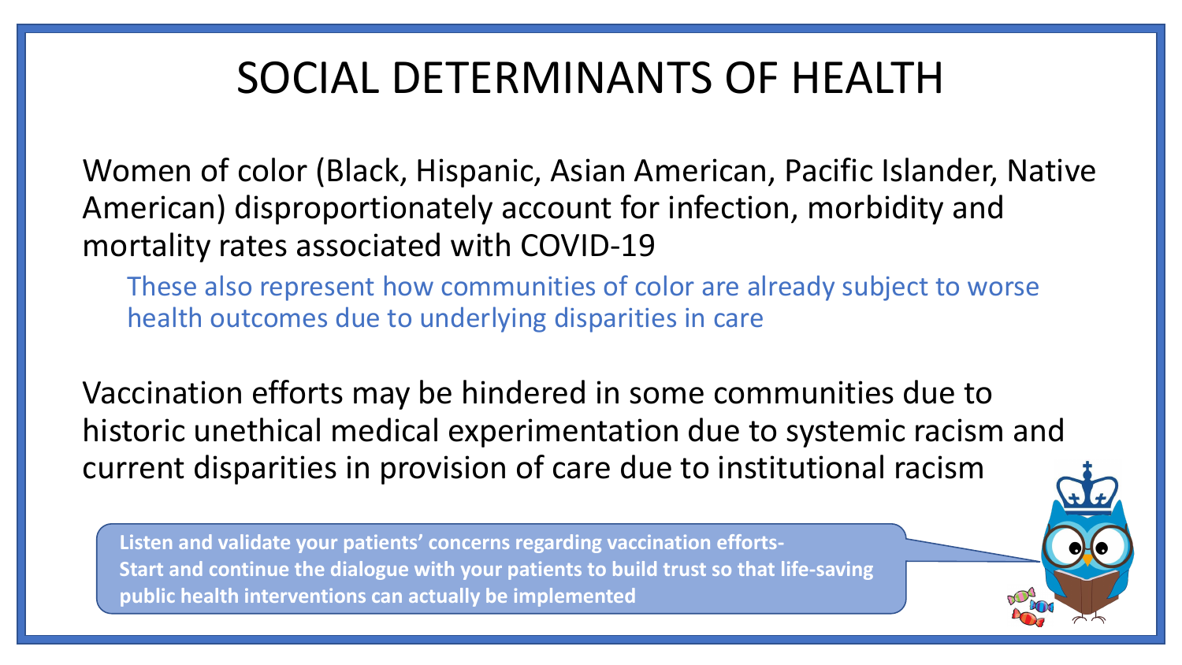# SOCIAL DETERMINANTS OF HEALTH

Women of color (Black, Hispanic, Asian American, Pacific Islander, Native American) disproportionately account for infection, morbidity and mortality rates associated with COVID-19

- These also represent how communities of color are already subject to worse health outcomes due to underlying disparities in care

Vaccination efforts may be hindered in some communities due to historic unethical medical experimentation due to systemic racism and current disparities in provision of care due to institutional racism

**Listen and validate your patients' concerns regarding vaccination efforts- Start and continue the dialogue with your patients to build trust so that life-saving public health interventions can actually be implemented**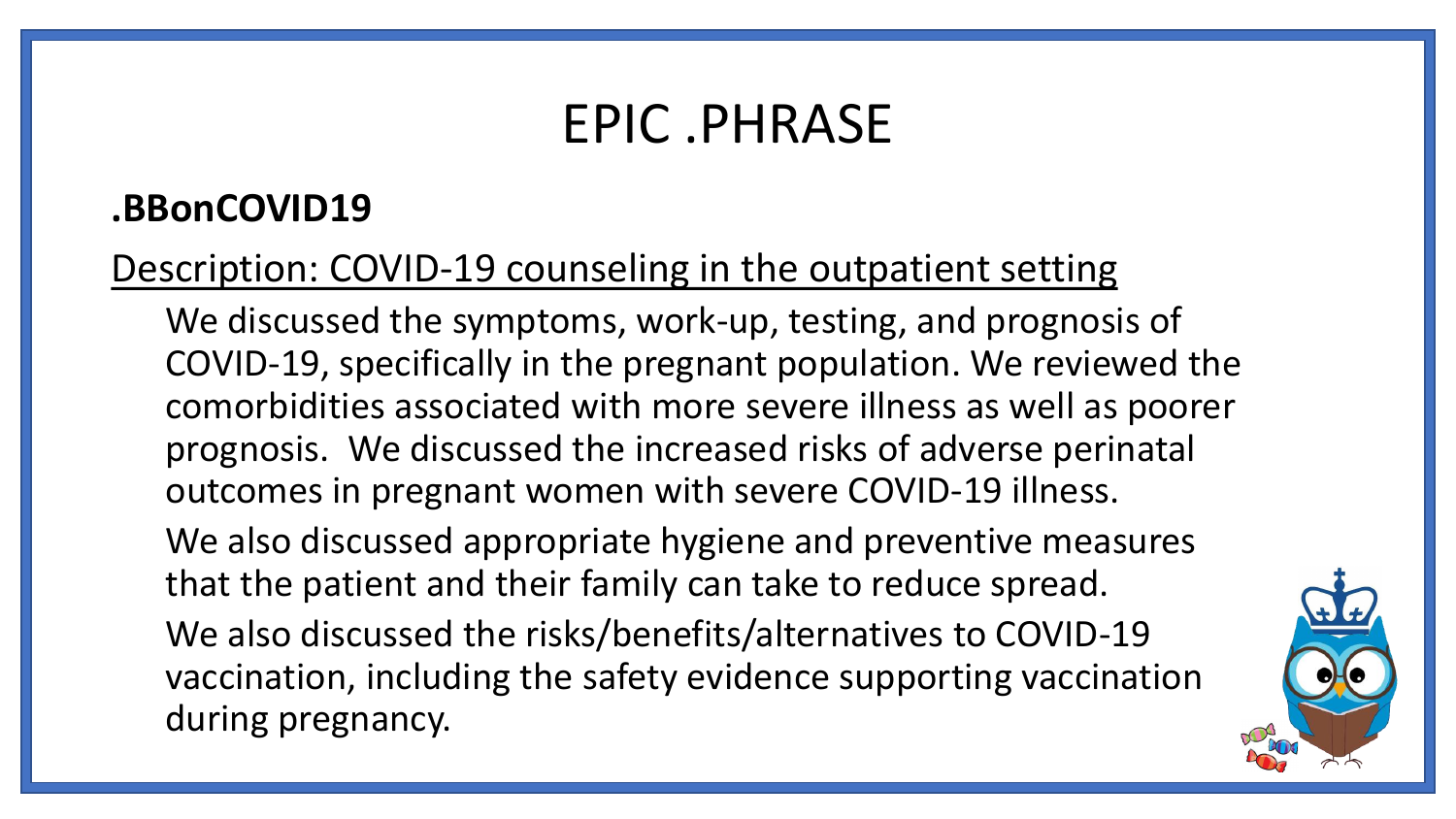# EPIC .PHRASE

**.BBonCOVID19**

<u>Description: COVID-19 counseling in the outpatient setting</u>

We discussed the symptoms, work-up, testing, and prognosis of COVID-19, specifically in the pregnant population. We reviewed the comorbidities associated with more severe illness as well as poorer prognosis. We discussed the increased risks of adverse perinatal outcomes in pregnant women with severe COVID-19 illness.

We also discussed appropriate hygiene and preventive measures that the patient and their family can take to reduce spread.

We also discussed the risks/benefits/alternatives to COVID-19 vaccination, including the safety evidence supporting vaccination during pregnancy.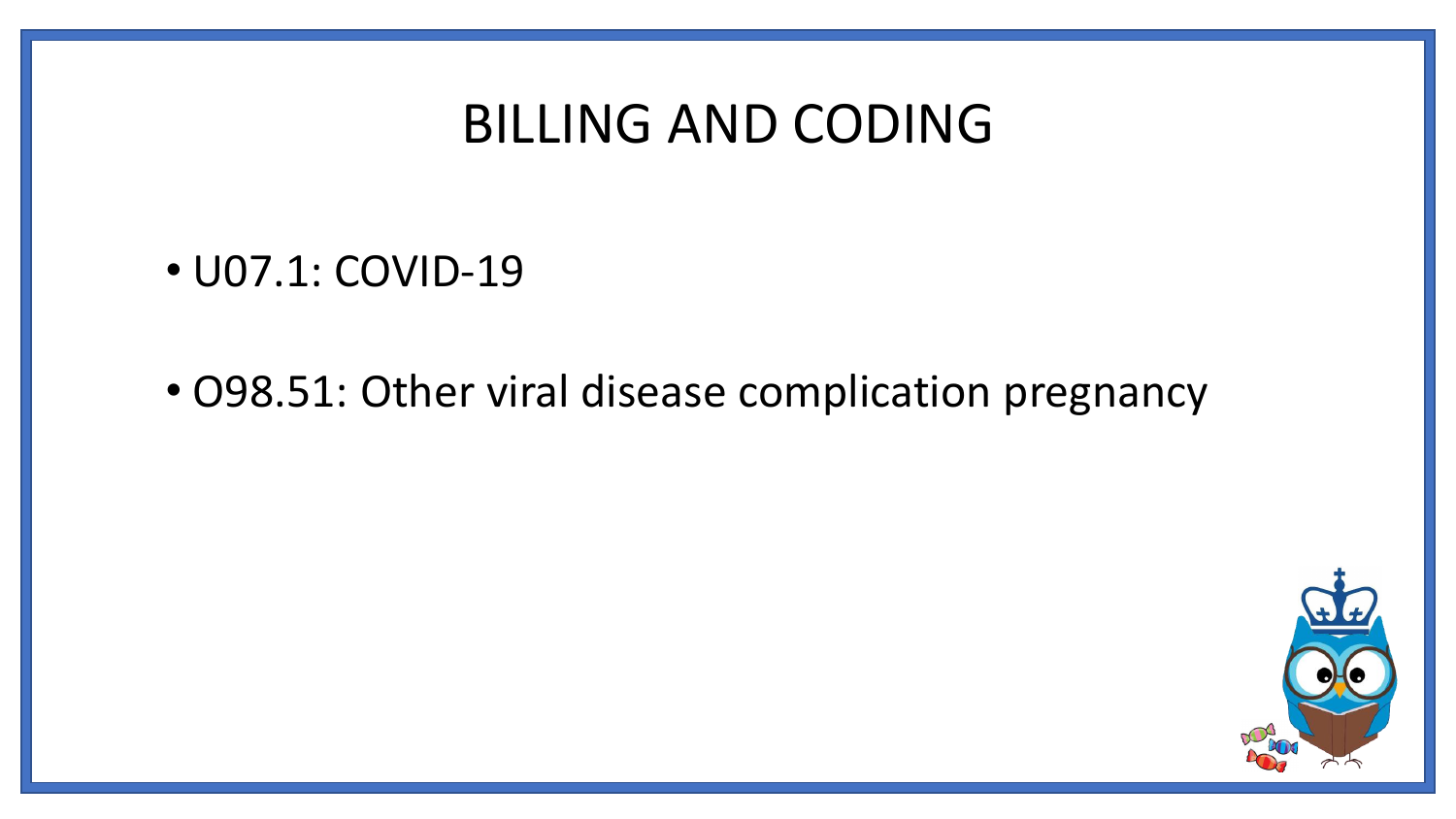# BILLING AND CODING

- U07.1: COVID-19
- O98.51: Other viral disease complication pregnancy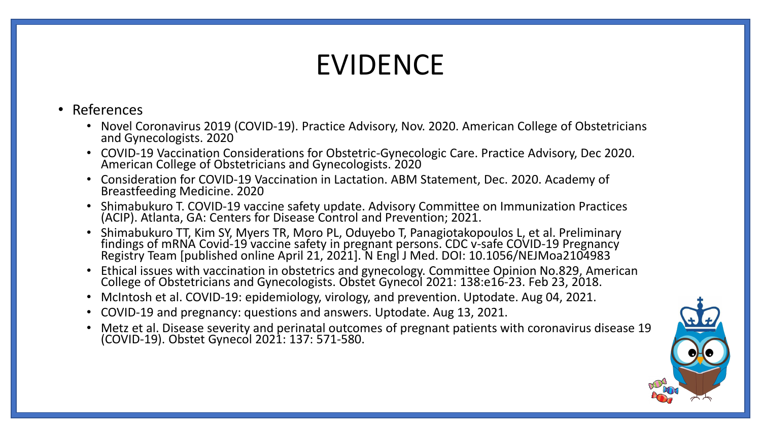# EVIDENCE

- References
  - Novel Coronavirus 2019 (COVID-19). Practice Advisory, Nov. 2020. American College of Obstetricians and Gynecologists. 2020
  - COVID-19 Vaccination Considerations for Obstetric-Gynecologic Care. Practice Advisory, Dec 2020. American College of Obstetricians and Gynecologists. 2020
  - Consideration for COVID-19 Vaccination in Lactation. ABM Statement, Dec. 2020. Academy of Breastfeeding Medicine. 2020
  - Shimabukuro T. COVID-19 vaccine safety update. Advisory Committee on Immunization Practices (ACIP). Atlanta, GA: Centers for Disease Control and Prevention; 2021.
  - Shimabukuro TT, Kim SY, Myers TR, Moro PL, Oduyebo T, Panagiotakopoulos L, et al. Preliminary findings of mRNA Covid-19 vaccine safety in pregnant persons. CDC v-safe COVID-19 Pregnancy Registry Team [published online April 21, 2021]. N Engl J Med. DOI: 10.1056/NEJMoa2104983
  - Ethical issues with vaccination in obstetrics and gynecology. Committee Opinion No.829, American College of Obstetricians and Gynecologists. Obstet Gynecol 2021: 138:e16-23. Feb 23, 2018.
  - McIntosh et al. COVID-19: epidemiology, virology, and prevention. Uptodate. Aug 04, 2021.
  - COVID-19 and pregnancy: questions and answers. Uptodate. Aug 13, 2021.
  - Metz et al. Disease severity and perinatal outcomes of pregnant patients with coronavirus disease 19 (COVID-19). Obstet Gynecol 2021: 137: 571-580.